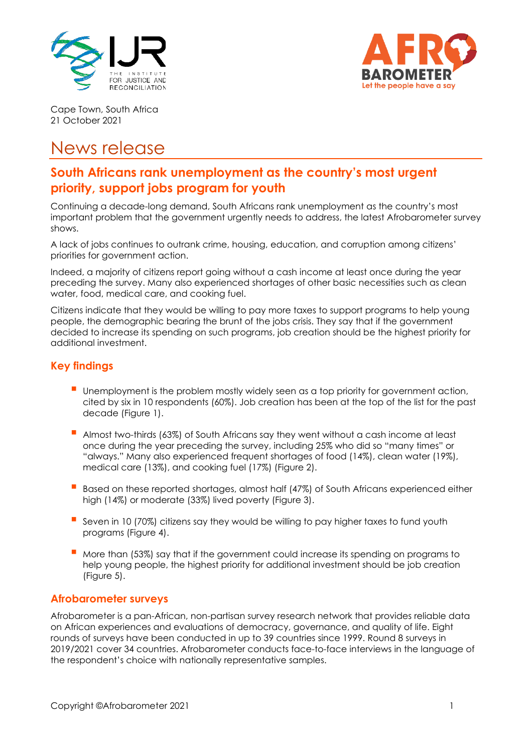Cape Town, South Africa
21 October 2021

# News release

## South Africans rank unemployment as the country's most urgent priority, support jobs program for youth

Continuing a decade-long demand, South Africans rank unemployment as the country's most important problem that the government urgently needs to address, the latest Afrobarometer survey shows.

A lack of jobs continues to outrank crime, housing, education, and corruption among citizens' priorities for government action.

Indeed, a majority of citizens report going without a cash income at least once during the year preceding the survey. Many also experienced shortages of other basic necessities such as clean water, food, medical care, and cooking fuel.

Citizens indicate that they would be willing to pay more taxes to support programs to help young people, the demographic bearing the brunt of the jobs crisis. They say that if the government decided to increase its spending on such programs, job creation should be the highest priority for additional investment.

### Key findings

- Unemployment is the problem mostly widely seen as a top priority for government action, cited by six in 10 respondents (60%). Job creation has been at the top of the list for the past decade (Figure 1).
- Almost two-thirds (63%) of South Africans say they went without a cash income at least once during the year preceding the survey, including 25% who did so "many times" or "always." Many also experienced frequent shortages of food (14%), clean water (19%), medical care (13%), and cooking fuel (17%) (Figure 2).
- Based on these reported shortages, almost half (47%) of South Africans experienced either high (14%) or moderate (33%) lived poverty (Figure 3).
- Seven in 10 (70%) citizens say they would be willing to pay higher taxes to fund youth programs (Figure 4).
- More than (53%) say that if the government could increase its spending on programs to help young people, the highest priority for additional investment should be job creation (Figure 5).

### Afrobarometer surveys

Afrobarometer is a pan-African, non-partisan survey research network that provides reliable data on African experiences and evaluations of democracy, governance, and quality of life. Eight rounds of surveys have been conducted in up to 39 countries since 1999. Round 8 surveys in 2019/2021 cover 34 countries. Afrobarometer conducts face-to-face interviews in the language of the respondent's choice with nationally representative samples.

Copyright ©Afrobarometer 2021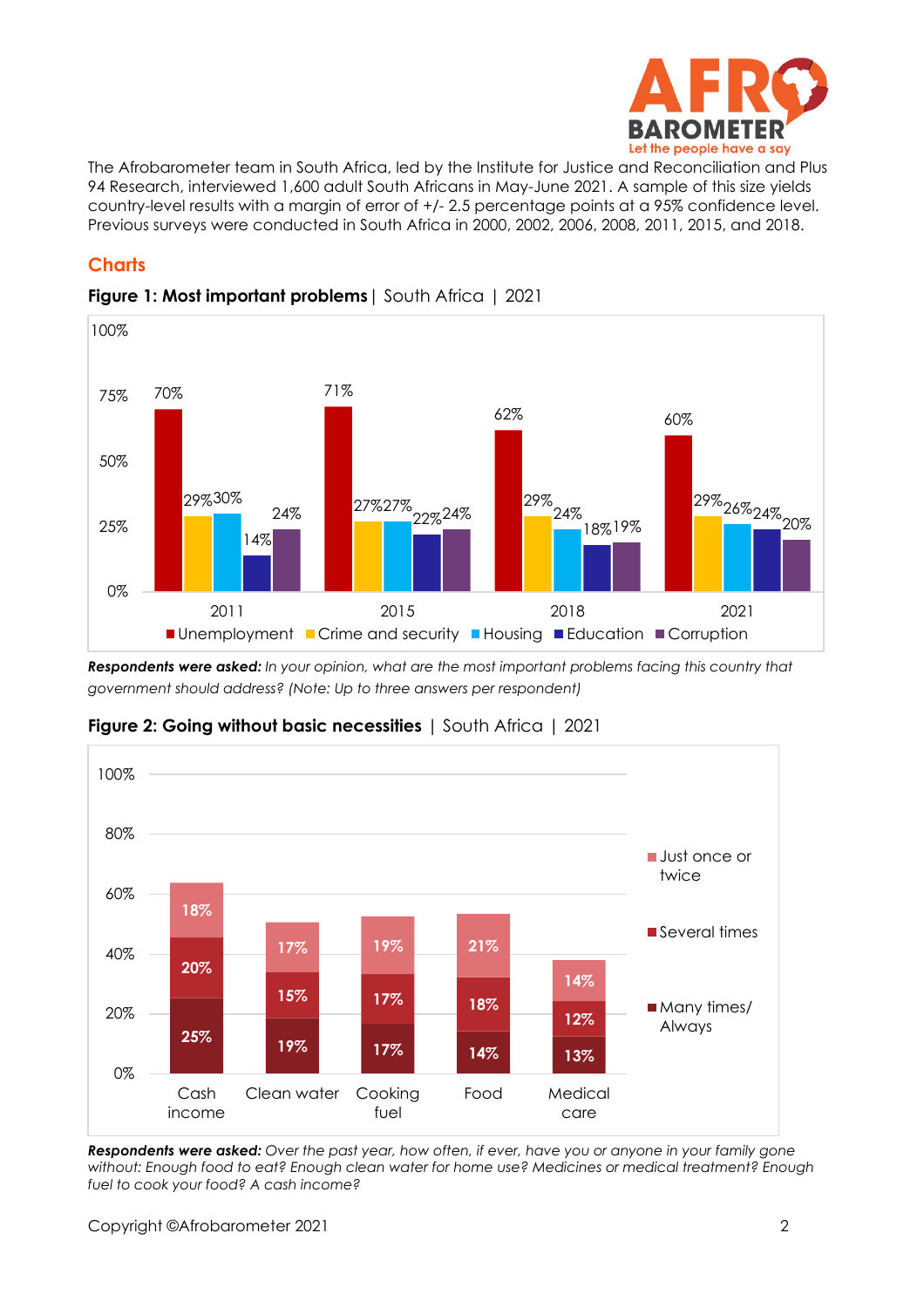The Afrobarometer team in South Africa, led by the Institute for Justice and Reconciliation and Plus 94 Research, interviewed 1,600 adult South Africans in May-June 2021. A sample of this size yields country-level results with a margin of error of +/- 2.5 percentage points at a 95% confidence level. Previous surveys were conducted in South Africa in 2000, 2002, 2006, 2008, 2011, 2015, and 2018.

## Charts

**Figure 1: Most important problems** | South Africa | 2021

| | Unemployment | Crime and security | Housing | Education | Corruption |
|---|---|---|---|---|---|
| 2011 | 70% | 29% | 30% | 14% | 24% |
| 2015 | 71% | 27% | 27% | 22% | 24% |
| 2018 | 62% | 29% | 24% | 18% | 19% |
| 2021 | 60% | 29% | 26% | 24% | 20% |

***Respondents were asked:*** *In your opinion, what are the most important problems facing this country that government should address? (Note: Up to three answers per respondent)*

**Figure 2: Going without basic necessities** | South Africa | 2021

| | Just once or twice | Several times | Many times/ Always |
|---|---|---|---|
| Cash income | 18% | 20% | 25% |
| Clean water | 17% | 15% | 19% |
| Cooking fuel | 19% | 17% | 17% |
| Food | 21% | 18% | 14% |
| Medical care | 14% | 12% | 13% |

***Respondents were asked:*** *Over the past year, how often, if ever, have you or anyone in your family gone without: Enough food to eat? Enough clean water for home use? Medicines or medical treatment? Enough fuel to cook your food? A cash income?*

Copyright ©Afrobarometer 2021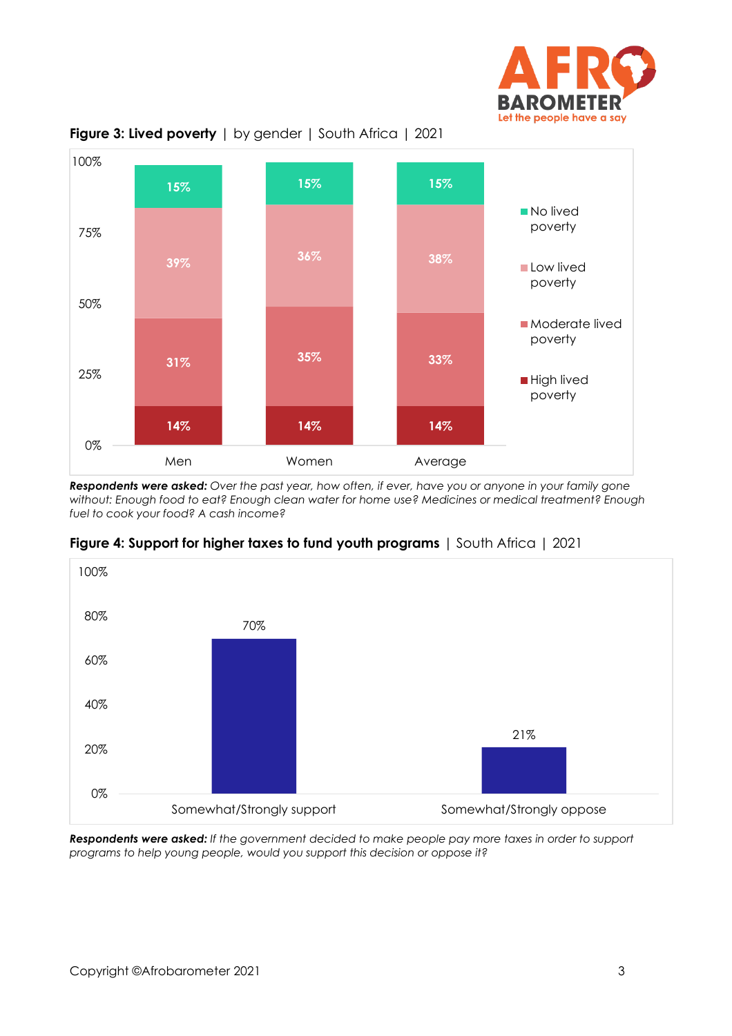**Figure 3: Lived poverty** | by gender | South Africa | 2021

| | Men | Women | Average |
|---|---|---|---|
| No lived poverty | 15% | 15% | 15% |
| Low lived poverty | 39% | 36% | 38% |
| Moderate lived poverty | 31% | 35% | 33% |
| High lived poverty | 14% | 14% | 14% |

***Respondents were asked:*** *Over the past year, how often, if ever, have you or anyone in your family gone without: Enough food to eat? Enough clean water for home use? Medicines or medical treatment? Enough fuel to cook your food? A cash income?*

**Figure 4: Support for higher taxes to fund youth programs** | South Africa | 2021

| | % |
|---|---|
| Somewhat/Strongly support | 70% |
| Somewhat/Strongly oppose | 21% |

***Respondents were asked:*** *If the government decided to make people pay more taxes in order to support programs to help young people, would you support this decision or oppose it?*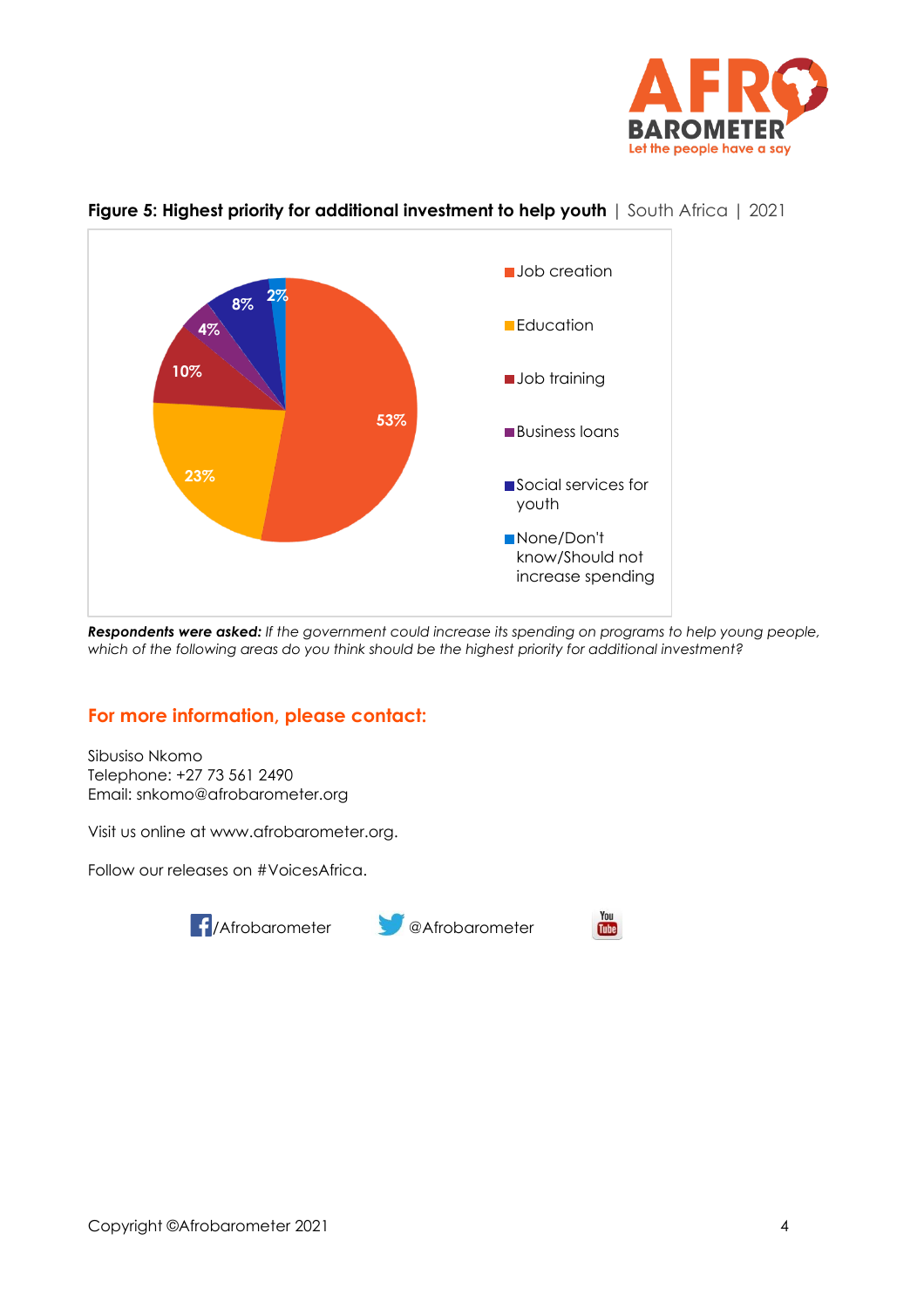**Figure 5: Highest priority for additional investment to help youth** | South Africa | 2021

53%
23%
10%
4%
8%
2%

Job creation
Education
Job training
Business loans
Social services for youth
None/Don't know/Should not increase spending

***Respondents were asked:*** *If the government could increase its spending on programs to help young people, which of the following areas do you think should be the highest priority for additional investment?*

## For more information, please contact:

Sibusiso Nkomo
Telephone: +27 73 561 2490
Email: snkomo@afrobarometer.org

Visit us online at www.afrobarometer.org.

Follow our releases on #VoicesAfrica.

/Afrobarometer @Afrobarometer

Copyright ©Afrobarometer 2021